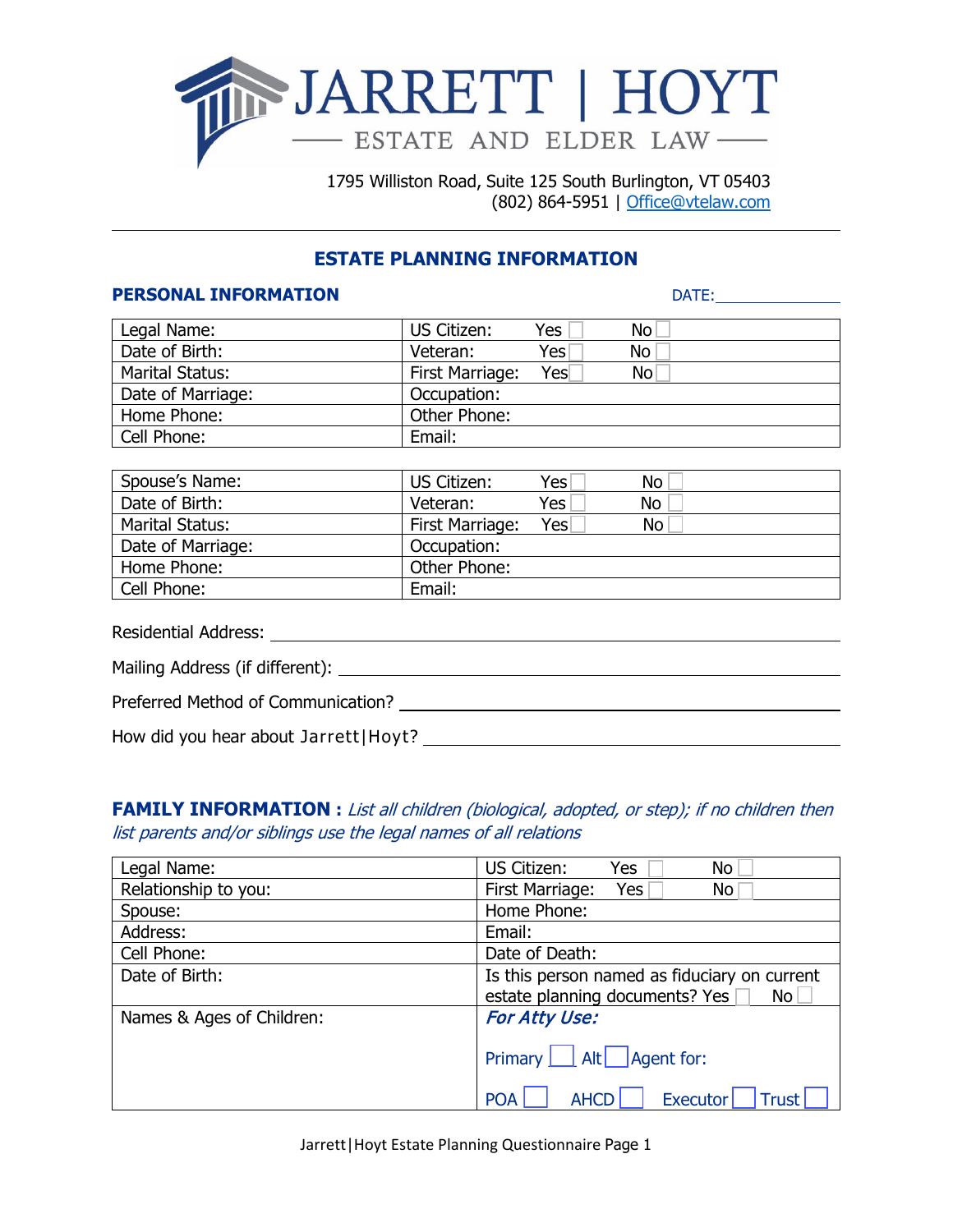# JARRETT | HOYT

ESTATE AND ELDER LAW

1795 Williston Road, Suite 125 South Burlington, VT 05403
(802) 864-5951 | Office@vtelaw.com

---

## ESTATE PLANNING INFORMATION

### PERSONAL INFORMATION

DATE: ______________

| | |
|---|---|
| Legal Name: | US Citizen: Yes ☐ No ☐ |
| Date of Birth: | Veteran: Yes ☐ No ☐ |
| Marital Status: | First Marriage: Yes ☐ No ☐ |
| Date of Marriage: | Occupation: |
| Home Phone: | Other Phone: |
| Cell Phone: | Email: |

| | |
|---|---|
| Spouse's Name: | US Citizen: Yes ☐ No ☐ |
| Date of Birth: | Veteran: Yes ☐ No ☐ |
| Marital Status: | First Marriage: Yes ☐ No ☐ |
| Date of Marriage: | Occupation: |
| Home Phone: | Other Phone: |
| Cell Phone: | Email: |

Residential Address: ______________________________

Mailing Address (if different): ______________________________

Preferred Method of Communication? ______________________________

How did you hear about Jarrett|Hoyt? ______________________________

### FAMILY INFORMATION : *List all children (biological, adopted, or step); if no children then list parents and/or siblings use the legal names of all relations*

| | |
|---|---|
| Legal Name: | US Citizen: Yes ☐ No ☐ |
| Relationship to you: | First Marriage: Yes ☐ No ☐ |
| Spouse: | Home Phone: |
| Address: | Email: |
| Cell Phone: | Date of Death: |
| Date of Birth: | Is this person named as fiduciary on current estate planning documents? Yes ☐ No ☐ |
| Names & Ages of Children: | ***For Atty Use:*** <br> Primary ☐ Alt ☐ Agent for: <br> POA ☐ AHCD ☐ Executor ☐ Trust ☐ |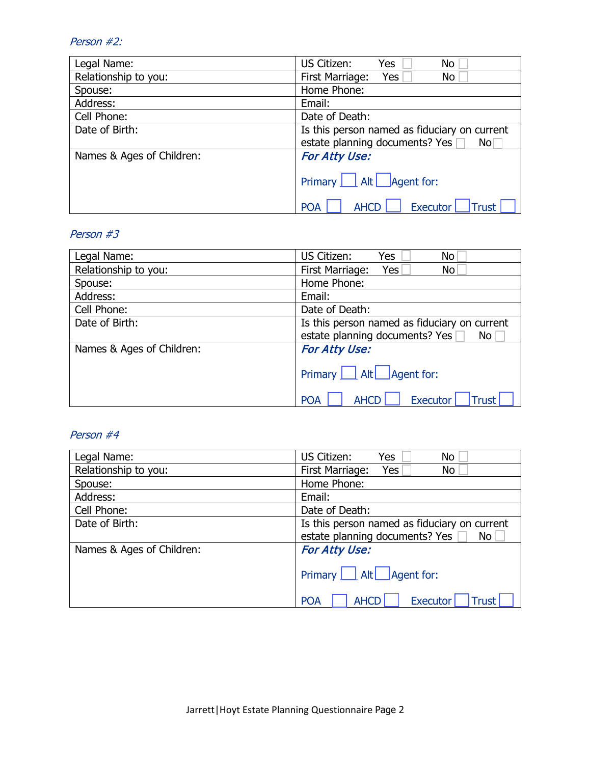*Person #2:*

| Legal Name: | US Citizen: Yes ☐ No ☐ |
|---|---|
| Relationship to you: | First Marriage: Yes ☐ No ☐ |
| Spouse: | Home Phone: |
| Address: | Email: |
| Cell Phone: | Date of Death: |
| Date of Birth: | Is this person named as fiduciary on current estate planning documents? Yes ☐ No ☐ |
| Names & Ages of Children: | ***For Atty Use:*** Primary ☐ Alt ☐ Agent for: POA ☐ AHCD ☐ Executor ☐ Trust ☐ |

*Person #3*

| Legal Name: | US Citizen: Yes ☐ No ☐ |
|---|---|
| Relationship to you: | First Marriage: Yes ☐ No ☐ |
| Spouse: | Home Phone: |
| Address: | Email: |
| Cell Phone: | Date of Death: |
| Date of Birth: | Is this person named as fiduciary on current estate planning documents? Yes ☐ No ☐ |
| Names & Ages of Children: | ***For Atty Use:*** Primary ☐ Alt ☐ Agent for: POA ☐ AHCD ☐ Executor ☐ Trust ☐ |

*Person #4*

| Legal Name: | US Citizen: Yes ☐ No ☐ |
|---|---|
| Relationship to you: | First Marriage: Yes ☐ No ☐ |
| Spouse: | Home Phone: |
| Address: | Email: |
| Cell Phone: | Date of Death: |
| Date of Birth: | Is this person named as fiduciary on current estate planning documents? Yes ☐ No ☐ |
| Names & Ages of Children: | ***For Atty Use:*** Primary ☐ Alt ☐ Agent for: POA ☐ AHCD ☐ Executor ☐ Trust ☐ |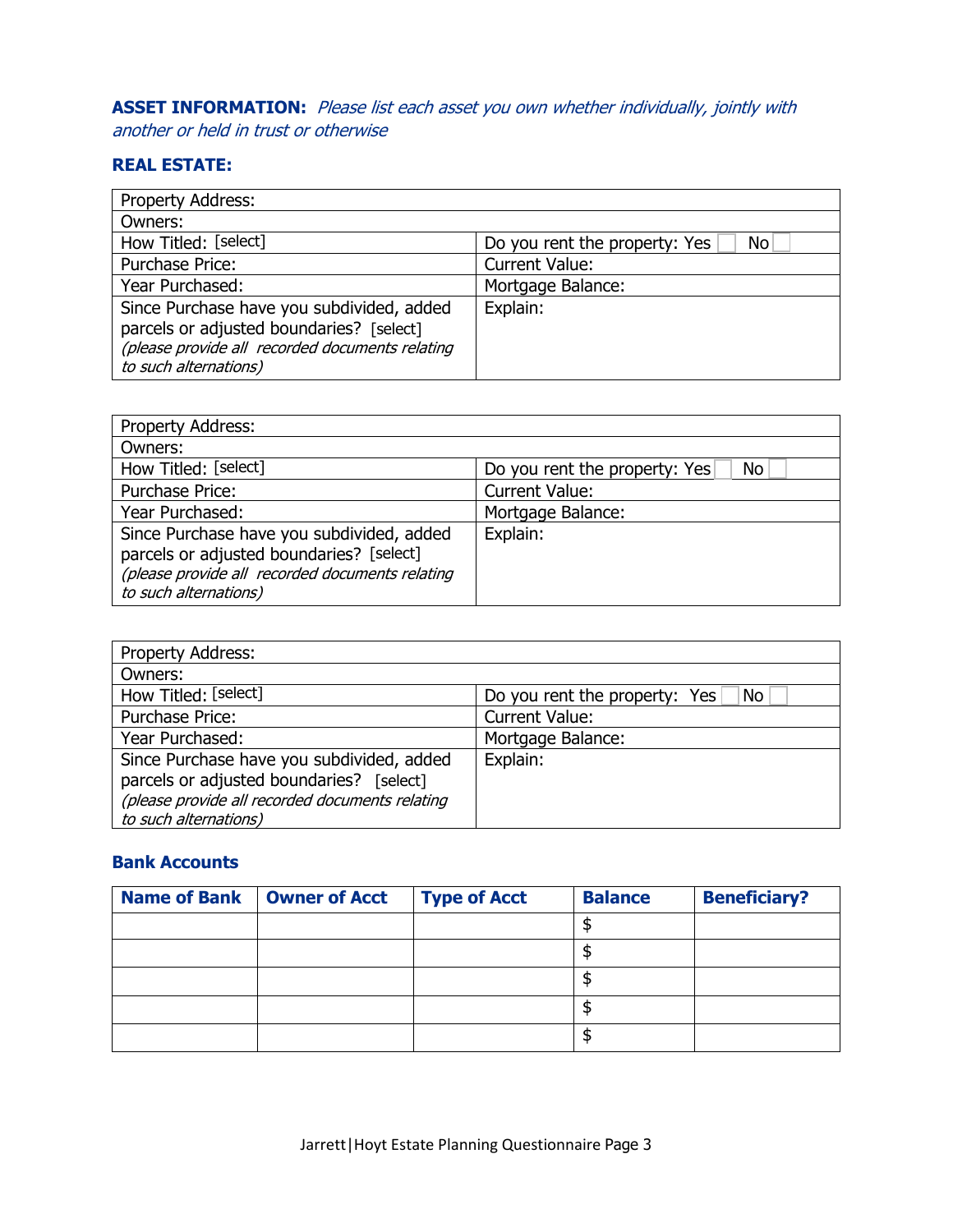**ASSET INFORMATION:** *Please list each asset you own whether individually, jointly with another or held in trust or otherwise*

### REAL ESTATE:

| Property Address: | |
|---|---|
| Owners: | |
| How Titled: [select] | Do you rent the property: Yes ☐ No ☐ |
| Purchase Price: | Current Value: |
| Year Purchased: | Mortgage Balance: |
| Since Purchase have you subdivided, added parcels or adjusted boundaries? [select] *(please provide all recorded documents relating to such alternations)* | Explain: |

| Property Address: | |
|---|---|
| Owners: | |
| How Titled: [select] | Do you rent the property: Yes ☐ No ☐ |
| Purchase Price: | Current Value: |
| Year Purchased: | Mortgage Balance: |
| Since Purchase have you subdivided, added parcels or adjusted boundaries? [select] *(please provide all recorded documents relating to such alternations)* | Explain: |

| Property Address: | |
|---|---|
| Owners: | |
| How Titled: [select] | Do you rent the property: Yes ☐ No ☐ |
| Purchase Price: | Current Value: |
| Year Purchased: | Mortgage Balance: |
| Since Purchase have you subdivided, added parcels or adjusted boundaries? [select] *(please provide all recorded documents relating to such alternations)* | Explain: |

### Bank Accounts

| Name of Bank | Owner of Acct | Type of Acct | Balance | Beneficiary? |
|---|---|---|---|---|
| | | | $ | |
| | | | $ | |
| | | | $ | |
| | | | $ | |
| | | | $ | |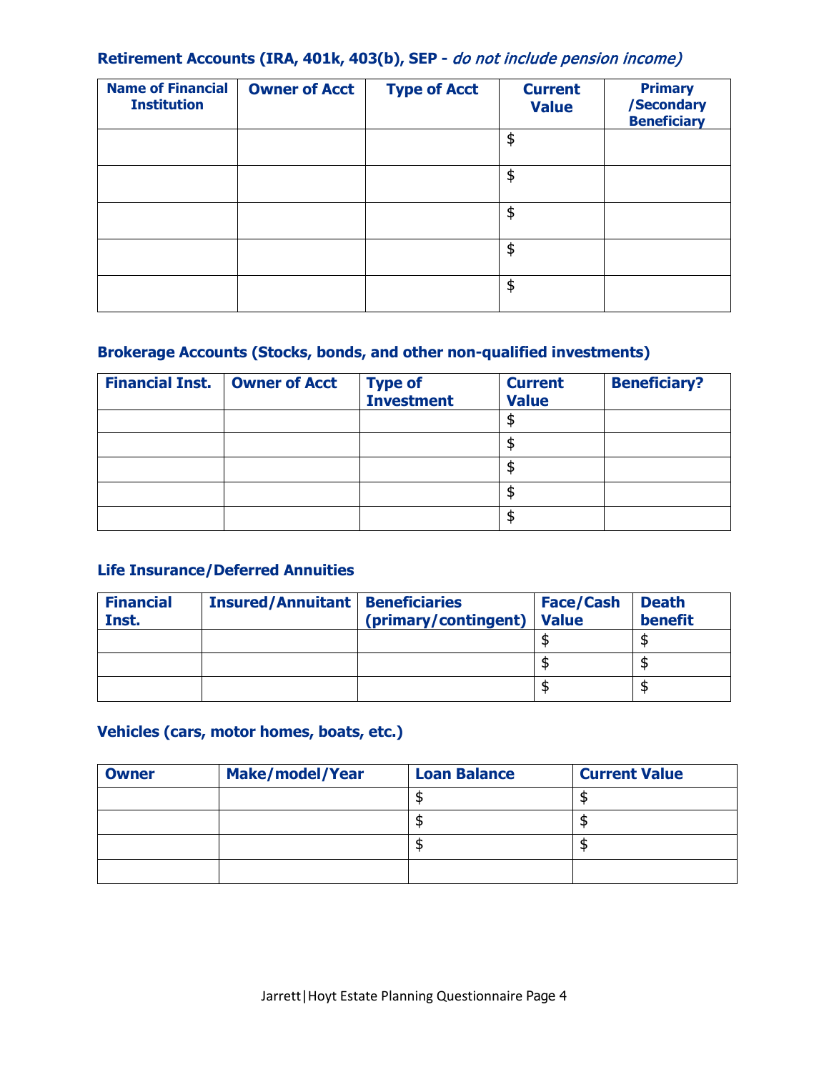### Retirement Accounts (IRA, 401k, 403(b), SEP - *do not include pension income)*

| Name of Financial Institution | Owner of Acct | Type of Acct | Current Value | Primary /Secondary Beneficiary |
|---|---|---|---|---|
| | | | $ | |
| | | | $ | |
| | | | $ | |
| | | | $ | |
| | | | $ | |

### Brokerage Accounts (Stocks, bonds, and other non-qualified investments)

| Financial Inst. | Owner of Acct | Type of Investment | Current Value | Beneficiary? |
|---|---|---|---|---|
| | | | $ | |
| | | | $ | |
| | | | $ | |
| | | | $ | |
| | | | $ | |

### Life Insurance/Deferred Annuities

| Financial Inst. | Insured/Annuitant | Beneficiaries (primary/contingent) | Face/Cash Value | Death benefit |
|---|---|---|---|---|
| | | | $ | $ |
| | | | $ | $ |
| | | | $ | $ |

### Vehicles (cars, motor homes, boats, etc.)

| Owner | Make/model/Year | Loan Balance | Current Value |
|---|---|---|---|
| | | $ | $ |
| | | $ | $ |
| | | $ | $ |
| | | | |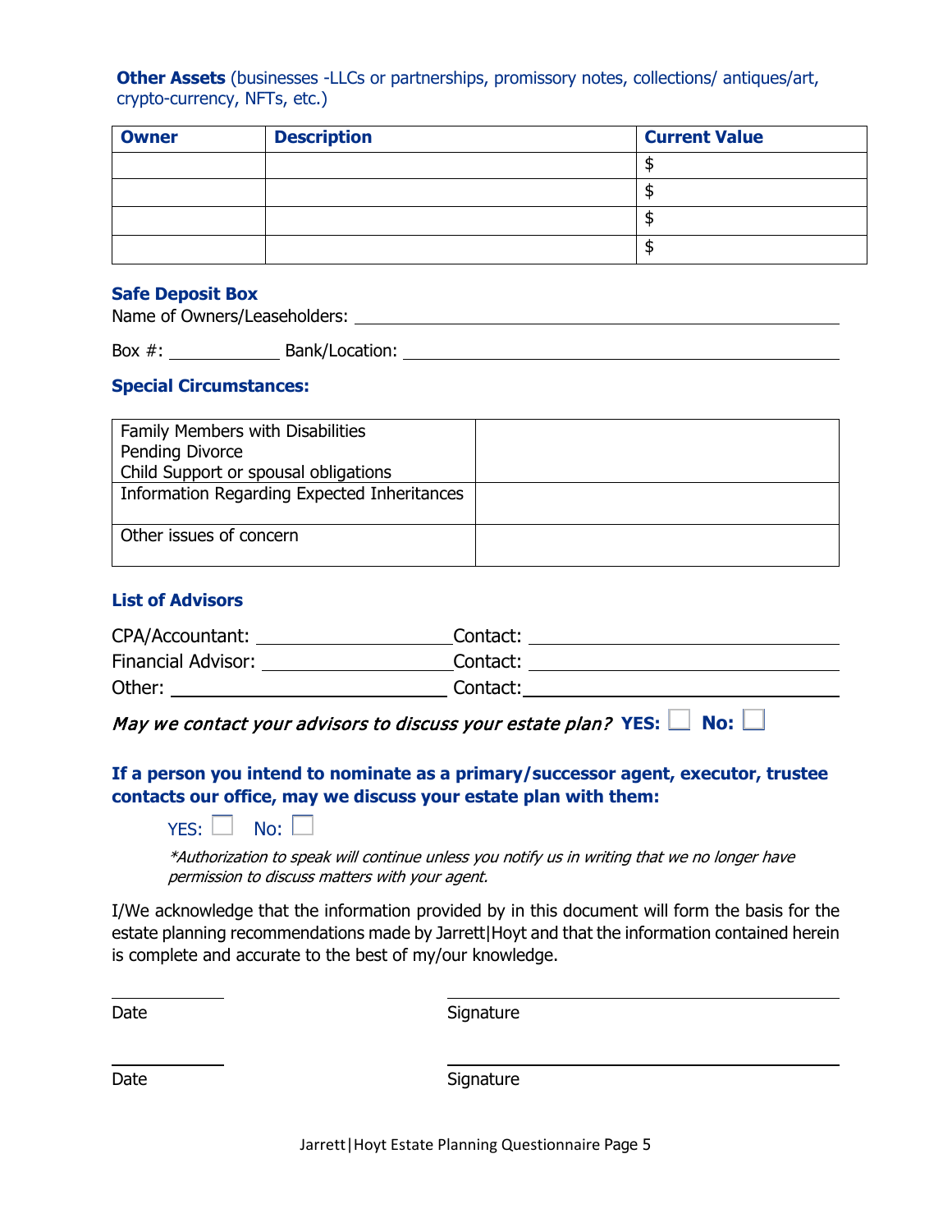**Other Assets** (businesses -LLCs or partnerships, promissory notes, collections/ antiques/art, crypto-currency, NFTs, etc.)

| Owner | Description | Current Value |
| --- | --- | --- |
| | | $ |
| | | $ |
| | | $ |
| | | $ |

**Safe Deposit Box**

Name of Owners/Leaseholders: ______________________________

Box #: __________ Bank/Location: ______________________________

**Special Circumstances:**

| | |
| --- | --- |
| Family Members with Disabilities<br>Pending Divorce<br>Child Support or spousal obligations | |
| Information Regarding Expected Inheritances | |
| Other issues of concern | |

**List of Advisors**

CPA/Accountant: ____________________ Contact: ____________________

Financial Advisor: ____________________ Contact: ____________________

Other: ____________________ Contact: ____________________

*May we contact your advisors to discuss your estate plan?* **YES:** ☐ **No:** ☐

**If a person you intend to nominate as a primary/successor agent, executor, trustee contacts our office, may we discuss your estate plan with them:**

YES: ☐ No: ☐

*\*Authorization to speak will continue unless you notify us in writing that we no longer have permission to discuss matters with your agent.*

I/We acknowledge that the information provided by in this document will form the basis for the estate planning recommendations made by Jarrett|Hoyt and that the information contained herein is complete and accurate to the best of my/our knowledge.

__________ ____________________

Date Signature

__________ ____________________

Date Signature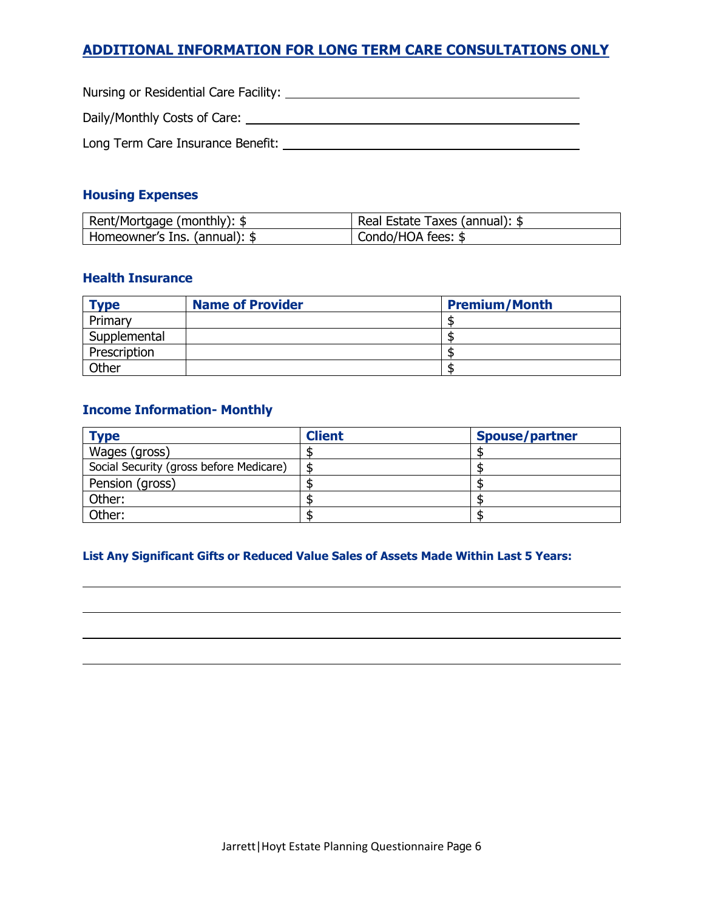## ADDITIONAL INFORMATION FOR LONG TERM CARE CONSULTATIONS ONLY

Nursing or Residential Care Facility: ______________________________

Daily/Monthly Costs of Care: ______________________________

Long Term Care Insurance Benefit: ______________________________

### Housing Expenses

| | |
|---|---|
| Rent/Mortgage (monthly): $ | Real Estate Taxes (annual): $ |
| Homeowner's Ins. (annual): $ | Condo/HOA fees: $ |

### Health Insurance

| Type | Name of Provider | Premium/Month |
|---|---|---|
| Primary | | $ |
| Supplemental | | $ |
| Prescription | | $ |
| Other | | $ |

### Income Information- Monthly

| Type | Client | Spouse/partner |
|---|---|---|
| Wages (gross) | $ | $ |
| Social Security (gross before Medicare) | $ | $ |
| Pension (gross) | $ | $ |
| Other: | $ | $ |
| Other: | $ | $ |

**List Any Significant Gifts or Reduced Value Sales of Assets Made Within Last 5 Years:**

______________________________

______________________________

______________________________

______________________________